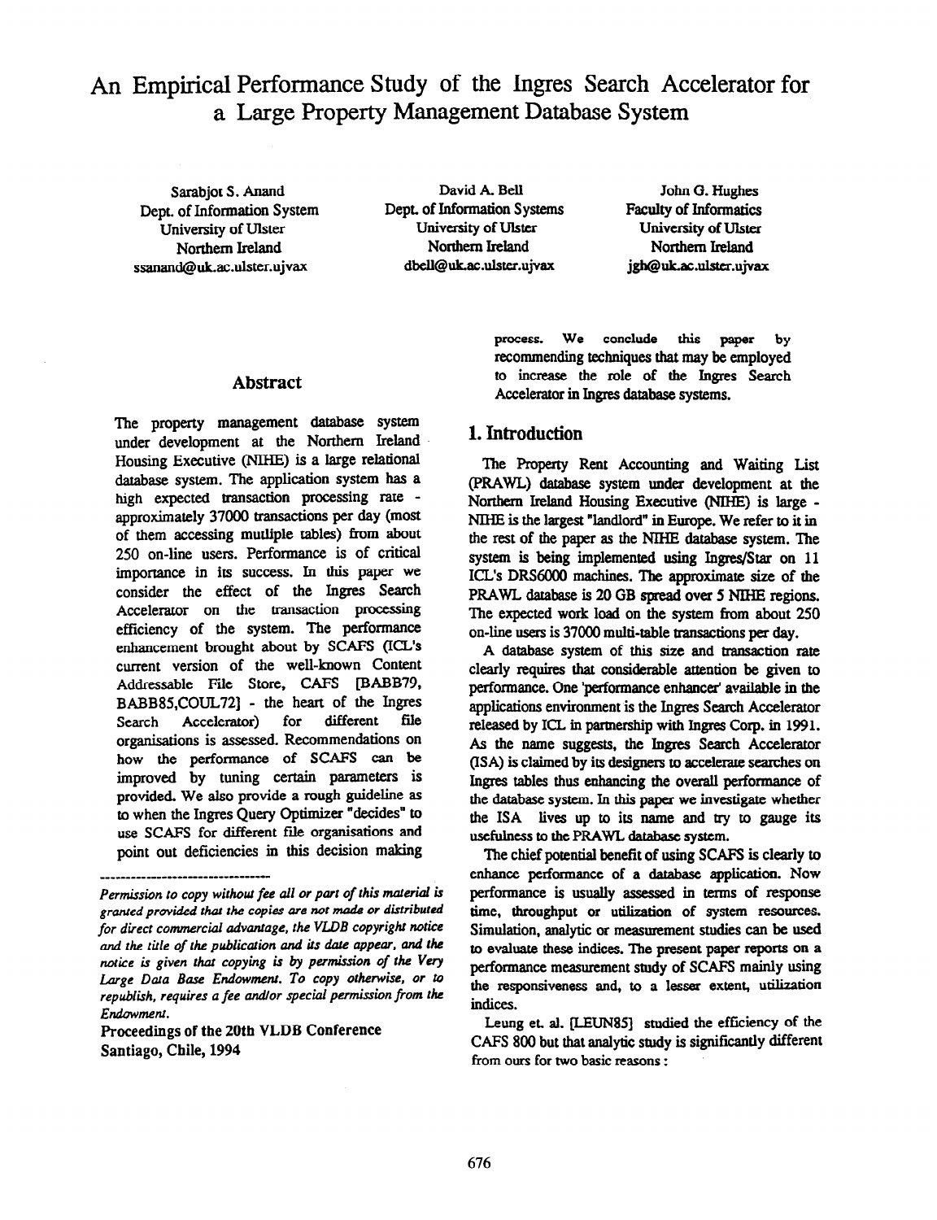# An Empirical Performance Study of the Ingres Search Accelerator for a Large Property Management Database System

Sarabjot S. Anand
Dept. of Information System
University of Ulster
Northern Ireland
ssanand@uk.ac.ulster.ujvax

David A. Bell
Dept. of Information Systems
University of Ulster
Northern Ireland
dbell@uk.ac.ulster.ujvax

John G. Hughes
Faculty of Informatics
University of Ulster
Northern Ireland
jgh@uk.ac.ulster.ujvax

## Abstract

The property management database system under development at the Northern Ireland Housing Executive (NIHE) is a large relational database system. The application system has a high expected transaction processing rate - approximately 37000 transactions per day (most of them accessing mutliple tables) from about 250 on-line users. Performance is of critical importance in its success. In this paper we consider the effect of the Ingres Search Accelerator on the transaction processing efficiency of the system. The performance enhancement brought about by SCAFS (ICL's current version of the well-known Content Addressable File Store, CAFS [BABB79, BABB85,COUL72] - the heart of the Ingres Search Accelerator) for different file organisations is assessed. Recommendations on how the performance of SCAFS can be improved by tuning certain parameters is provided. We also provide a rough guideline as to when the Ingres Query Optimizer "decides" to use SCAFS for different file organisations and point out deficiencies in this decision making process. We conclude this paper by recommending techniques that may be employed to increase the role of the Ingres Search Accelerator in Ingres database systems.

---

*Permission to copy without fee all or part of this material is granted provided that the copies are not made or distributed for direct commercial advantage, the VLDB copyright notice and the title of the publication and its date appear, and the notice is given that copying is by permission of the Very Large Data Base Endowment. To copy otherwise, or to republish, requires a fee and/or special permission from the Endowment.*

**Proceedings of the 20th VLDB Conference Santiago, Chile, 1994**

## 1. Introduction

The Property Rent Accounting and Waiting List (PRAWL) database system under development at the Northern Ireland Housing Executive (NIHE) is large - NIHE is the largest "landlord" in Europe. We refer to it in the rest of the paper as the NIHE database system. The system is being implemented using Ingres/Star on 11 ICL's DRS6000 machines. The approximate size of the PRAWL database is 20 GB spread over 5 NIHE regions. The expected work load on the system from about 250 on-line users is 37000 multi-table transactions per day.

A database system of this size and transaction rate clearly requires that considerable attention be given to performance. One 'performance enhancer' available in the applications environment is the Ingres Search Accelerator released by ICL in partnership with Ingres Corp. in 1991. As the name suggests, the Ingres Search Accelerator (ISA) is claimed by its designers to accelerate searches on Ingres tables thus enhancing the overall performance of the database system. In this paper we investigate whether the ISA lives up to its name and try to gauge its usefulness to the PRAWL database system.

The chief potential benefit of using SCAFS is clearly to enhance performance of a database application. Now performance is usually assessed in terms of response time, throughput or utilization of system resources. Simulation, analytic or measurement studies can be used to evaluate these indices. The present paper reports on a performance measurement study of SCAFS mainly using the responsiveness and, to a lesser extent, utilization indices.

Leung et. al. [LEUN85] studied the efficiency of the CAFS 800 but that analytic study is significantly different from ours for two basic reasons :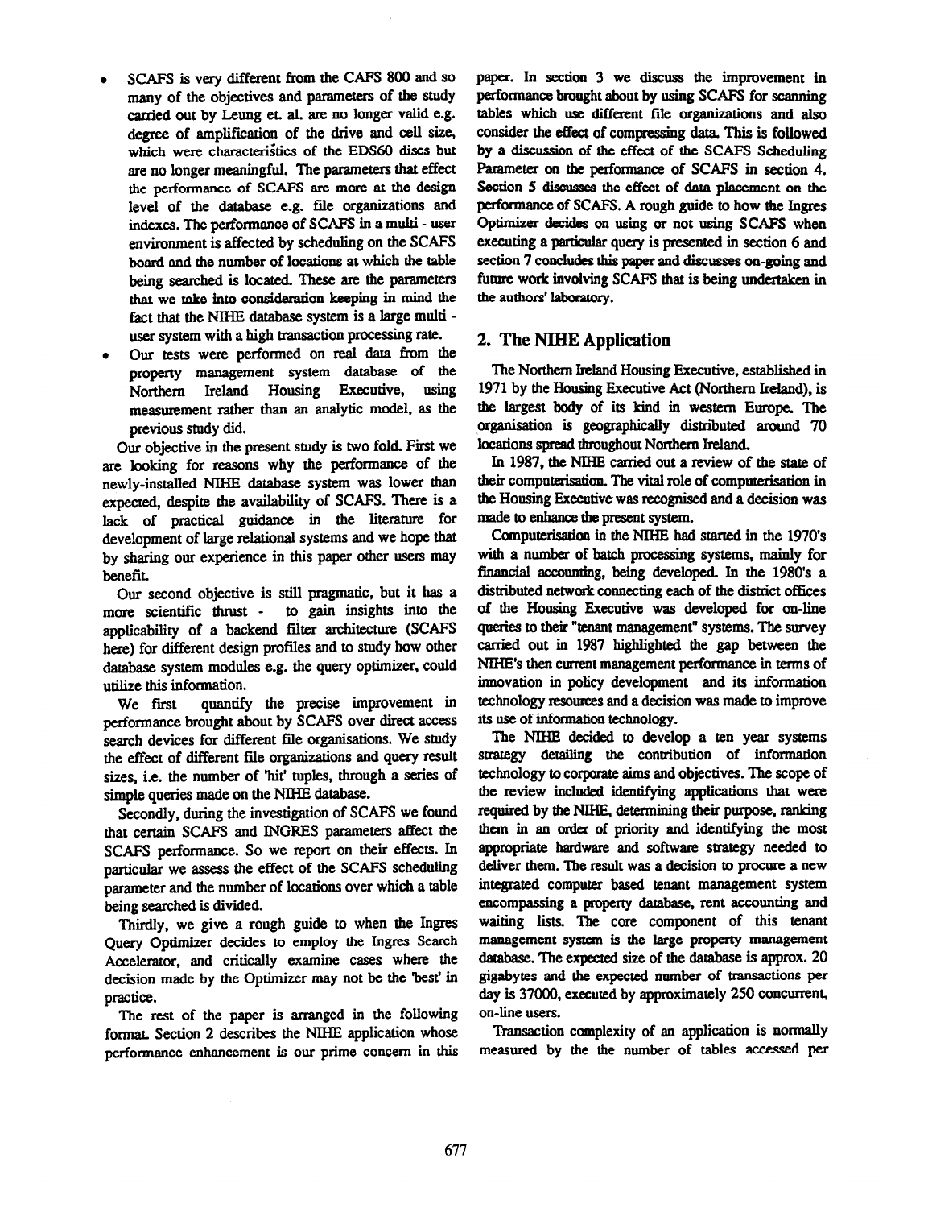- SCAFS is very different from the CAFS 800 and so many of the objectives and parameters of the study carried out by Leung et. al. are no longer valid e.g. degree of amplification of the drive and cell size, which were characteristics of the EDS60 discs but are no longer meaningful. The parameters that effect the performance of SCAFS are more at the design level of the database e.g. file organizations and indexes. The performance of SCAFS in a multi - user environment is affected by scheduling on the SCAFS board and the number of locations at which the table being searched is located. These are the parameters that we take into consideration keeping in mind the fact that the NIHE database system is a large multi - user system with a high transaction processing rate.
- Our tests were performed on real data from the property management system database of the Northern Ireland Housing Executive, using measurement rather than an analytic model, as the previous study did.

Our objective in the present study is two fold. First we are looking for reasons why the performance of the newly-installed NIHE database system was lower than expected, despite the availability of SCAFS. There is a lack of practical guidance in the literature for development of large relational systems and we hope that by sharing our experience in this paper other users may benefit.

Our second objective is still pragmatic, but it has a more scientific thrust - to gain insights into the applicability of a backend filter architecture (SCAFS here) for different design profiles and to study how other database system modules e.g. the query optimizer, could utilize this information.

We first quantify the precise improvement in performance brought about by SCAFS over direct access search devices for different file organisations. We study the effect of different file organizations and query result sizes, i.e. the number of 'hit' tuples, through a series of simple queries made on the NIHE database.

Secondly, during the investigation of SCAFS we found that certain SCAFS and INGRES parameters affect the SCAFS performance. So we report on their effects. In particular we assess the effect of the SCAFS scheduling parameter and the number of locations over which a table being searched is divided.

Thirdly, we give a rough guide to when the Ingres Query Optimizer decides to employ the Ingres Search Accelerator, and critically examine cases where the decision made by the Optimizer may not be the 'best' in practice.

The rest of the paper is arranged in the following format. Section 2 describes the NIHE application whose performance enhancement is our prime concern in this paper. In section 3 we discuss the improvement in performance brought about by using SCAFS for scanning tables which use different file organizations and also consider the effect of compressing data. This is followed by a discussion of the effect of the SCAFS Scheduling Parameter on the performance of SCAFS in section 4. Section 5 discusses the effect of data placement on the performance of SCAFS. A rough guide to how the Ingres Optimizer decides on using or not using SCAFS when executing a particular query is presented in section 6 and section 7 concludes this paper and discusses on-going and future work involving SCAFS that is being undertaken in the authors' laboratory.

## 2. The NIHE Application

The Northern Ireland Housing Executive, established in 1971 by the Housing Executive Act (Northern Ireland), is the largest body of its kind in western Europe. The organisation is geographically distributed around 70 locations spread throughout Northern Ireland.

In 1987, the NIHE carried out a review of the state of their computerisation. The vital role of computerisation in the Housing Executive was recognised and a decision was made to enhance the present system.

Computerisation in the NIHE had started in the 1970's with a number of batch processing systems, mainly for financial accounting, being developed. In the 1980's a distributed network connecting each of the district offices of the Housing Executive was developed for on-line queries to their "tenant management" systems. The survey carried out in 1987 highlighted the gap between the NIHE's then current management performance in terms of innovation in policy development and its information technology resources and a decision was made to improve its use of information technology.

The NIHE decided to develop a ten year systems strategy detailing the contribution of information technology to corporate aims and objectives. The scope of the review included identifying applications that were required by the NIHE, determining their purpose, ranking them in an order of priority and identifying the most appropriate hardware and software strategy needed to deliver them. The result was a decision to procure a new integrated computer based tenant management system encompassing a property database, rent accounting and waiting lists. The core component of this tenant management system is the large property management database. The expected size of the database is approx. 20 gigabytes and the expected number of transactions per day is 37000, executed by approximately 250 concurrent, on-line users.

Transaction complexity of an application is normally measured by the the number of tables accessed per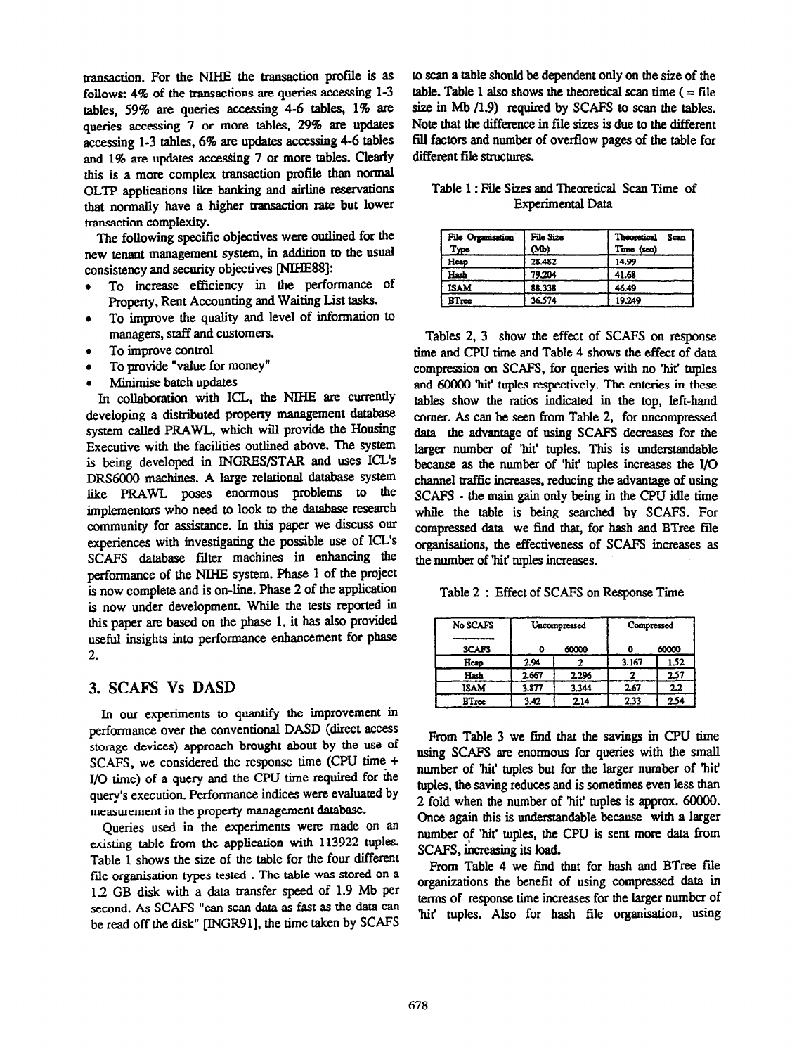transaction. For the NIHE the transaction profile is as follows: 4% of the transactions are queries accessing 1-3 tables, 59% are queries accessing 4-6 tables, 1% are queries accessing 7 or more tables, 29% are updates accessing 1-3 tables, 6% are updates accessing 4-6 tables and 1% are updates accessing 7 or more tables. Clearly this is a more complex transaction profile than normal OLTP applications like banking and airline reservations that normally have a higher transaction rate but lower transaction complexity.

The following specific objectives were outlined for the new tenant management system, in addition to the usual consistency and security objectives [NIHE88]:

- To increase efficiency in the performance of Property, Rent Accounting and Waiting List tasks.
- To improve the quality and level of information to managers, staff and customers.
- To improve control
- To provide "value for money"
- Minimise batch updates

In collaboration with ICL, the NIHE are currently developing a distributed property management database system called PRAWL, which will provide the Housing Executive with the facilities outlined above. The system is being developed in INGRES/STAR and uses ICL's DRS6000 machines. A large relational database system like PRAWL poses enormous problems to the implementors who need to look to the database research community for assistance. In this paper we discuss our experiences with investigating the possible use of ICL's SCAFS database filter machines in enhancing the performance of the NIHE system. Phase 1 of the project is now complete and is on-line. Phase 2 of the application is now under development. While the tests reported in this paper are based on the phase 1, it has also provided useful insights into performance enhancement for phase 2.

## 3. SCAFS Vs DASD

In our experiments to quantify the improvement in performance over the conventional DASD (direct access storage devices) approach brought about by the use of SCAFS, we considered the response time (CPU time + I/O time) of a query and the CPU time required for the query's execution. Performance indices were evaluated by measurement in the property management database.

Queries used in the experiments were made on an existing table from the application with 113922 tuples. Table 1 shows the size of the table for the four different file organisation types tested. The table was stored on a 1.2 GB disk with a data transfer speed of 1.9 Mb per second. As SCAFS "can scan data as fast as the data can be read off the disk" [INGR91], the time taken by SCAFS to scan a table should be dependent only on the size of the table. Table 1 also shows the theoretical scan time ( = file size in Mb /1.9) required by SCAFS to scan the tables. Note that the difference in file sizes is due to the different fill factors and number of overflow pages of the table for different file structures.

Table 1 : File Sizes and Theoretical Scan Time of Experimental Data

| File Organisation Type | File Size (Mb) | Theoretical Scan Time (sec) |
|---|---|---|
| Heap | 28.482 | 14.99 |
| Hash | 79.204 | 41.68 |
| ISAM | 88.338 | 46.49 |
| BTree | 36.574 | 19.249 |

Tables 2, 3 show the effect of SCAFS on response time and CPU time and Table 4 shows the effect of data compression on SCAFS, for queries with no 'hit' tuples and 60000 'hit' tuples respectively. The enteries in these tables show the ratios indicated in the top, left-hand corner. As can be seen from Table 2, for uncompressed data the advantage of using SCAFS decreases for the larger number of 'hit' tuples. This is understandable because as the number of 'hit' tuples increases the I/O channel traffic increases, reducing the advantage of using SCAFS - the main gain only being in the CPU idle time while the table is being searched by SCAFS. For compressed data we find that, for hash and BTree file organisations, the effectiveness of SCAFS increases as the number of 'hit' tuples increases.

Table 2 : Effect of SCAFS on Response Time

| No SCAFS / SCAFS | Uncompressed | | Compressed | |
|---|---|---|---|---|
| | 0 | 60000 | 0 | 60000 |
| Heap | 2.94 | 2 | 3.167 | 1.52 |
| Hash | 2.667 | 2.296 | 2 | 2.57 |
| ISAM | 3.877 | 3.344 | 2.67 | 2.2 |
| BTree | 3.42 | 2.14 | 2.33 | 2.54 |

From Table 3 we find that the savings in CPU time using SCAFS are enormous for queries with the small number of 'hit' tuples but for the larger number of 'hit' tuples, the saving reduces and is sometimes even less than 2 fold when the number of 'hit' tuples is approx. 60000. Once again this is understandable because with a larger number of 'hit' tuples, the CPU is sent more data from SCAFS, increasing its load.

From Table 4 we find that for hash and BTree file organizations the benefit of using compressed data in terms of response time increases for the larger number of 'hit' tuples. Also for hash file organisation, using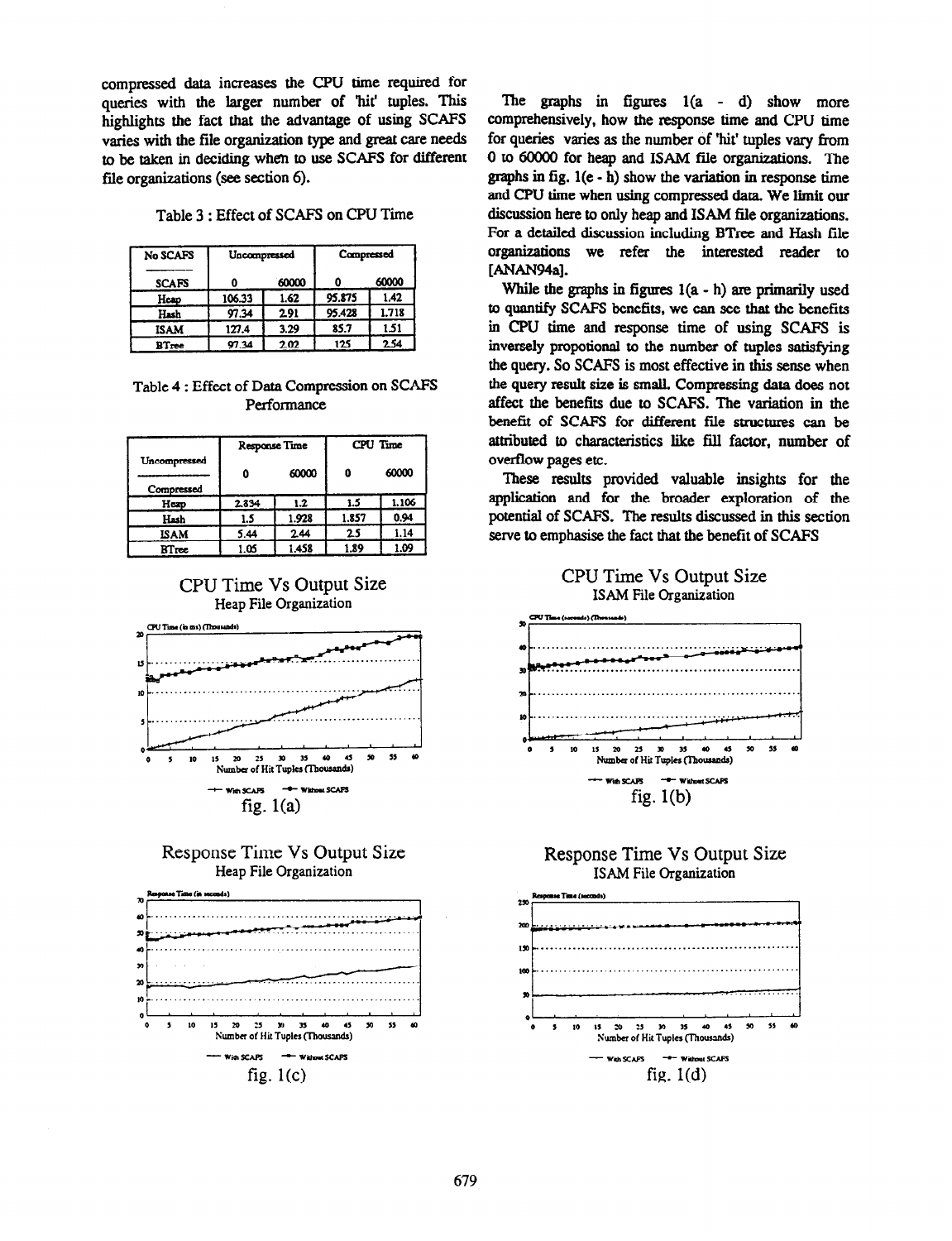compressed data increases the CPU time required for queries with the larger number of 'hit' tuples. This highlights the fact that the advantage of using SCAFS varies with the file organization type and great care needs to be taken in deciding when to use SCAFS for different file organizations (see section 6).

Table 3 : Effect of SCAFS on CPU Time

| No SCAFS / SCAFS | Uncompressed | | Compressed | |
|---|---|---|---|---|
| | 0 | 60000 | 0 | 60000 |
| Heap | 106.33 | 1.62 | 95.875 | 1.42 |
| Hash | 97.34 | 2.91 | 95.428 | 1.718 |
| ISAM | 127.4 | 3.29 | 85.7 | 1.51 |
| BTree | 97.34 | 2.02 | 125 | 2.54 |

Table 4 : Effect of Data Compression on SCAFS Performance

| Uncompressed / Compressed | Response Time | | CPU Time | |
|---|---|---|---|---|
| | 0 | 60000 | 0 | 60000 |
| Heap | 2.834 | 1.2 | 1.5 | 1.106 |
| Hash | 1.5 | 1.928 | 1.857 | 0.94 |
| ISAM | 5.44 | 2.44 | 2.5 | 1.14 |
| BTree | 1.05 | 1.458 | 1.89 | 1.09 |

CPU Time Vs Output Size
Heap File Organization

fig. 1(a)

Response Time Vs Output Size
Heap File Organization

fig. 1(c)

The graphs in figures 1(a - d) show more comprehensively, how the response time and CPU time for queries varies as the number of 'hit' tuples vary from 0 to 60000 for heap and ISAM file organizations. The graphs in fig. 1(e - h) show the variation in response time and CPU time when using compressed data. We limit our discussion here to only heap and ISAM file organizations. For a detailed discussion including BTree and Hash file organizations we refer the interested reader to [ANAN94a].

While the graphs in figures 1(a - h) are primarily used to quantify SCAFS benefits, we can see that the benefits in CPU time and response time of using SCAFS is inversely propotional to the number of tuples satisfying the query. So SCAFS is most effective in this sense when the query result size is small. Compressing data does not affect the benefits due to SCAFS. The variation in the benefit of SCAFS for different file structures can be attributed to characteristics like fill factor, number of overflow pages etc.

These results provided valuable insights for the application and for the broader exploration of the potential of SCAFS. The results discussed in this section serve to emphasise the fact that the benefit of SCAFS

CPU Time Vs Output Size
ISAM File Organization

fig. 1(b)

Response Time Vs Output Size
ISAM File Organization

fig. 1(d)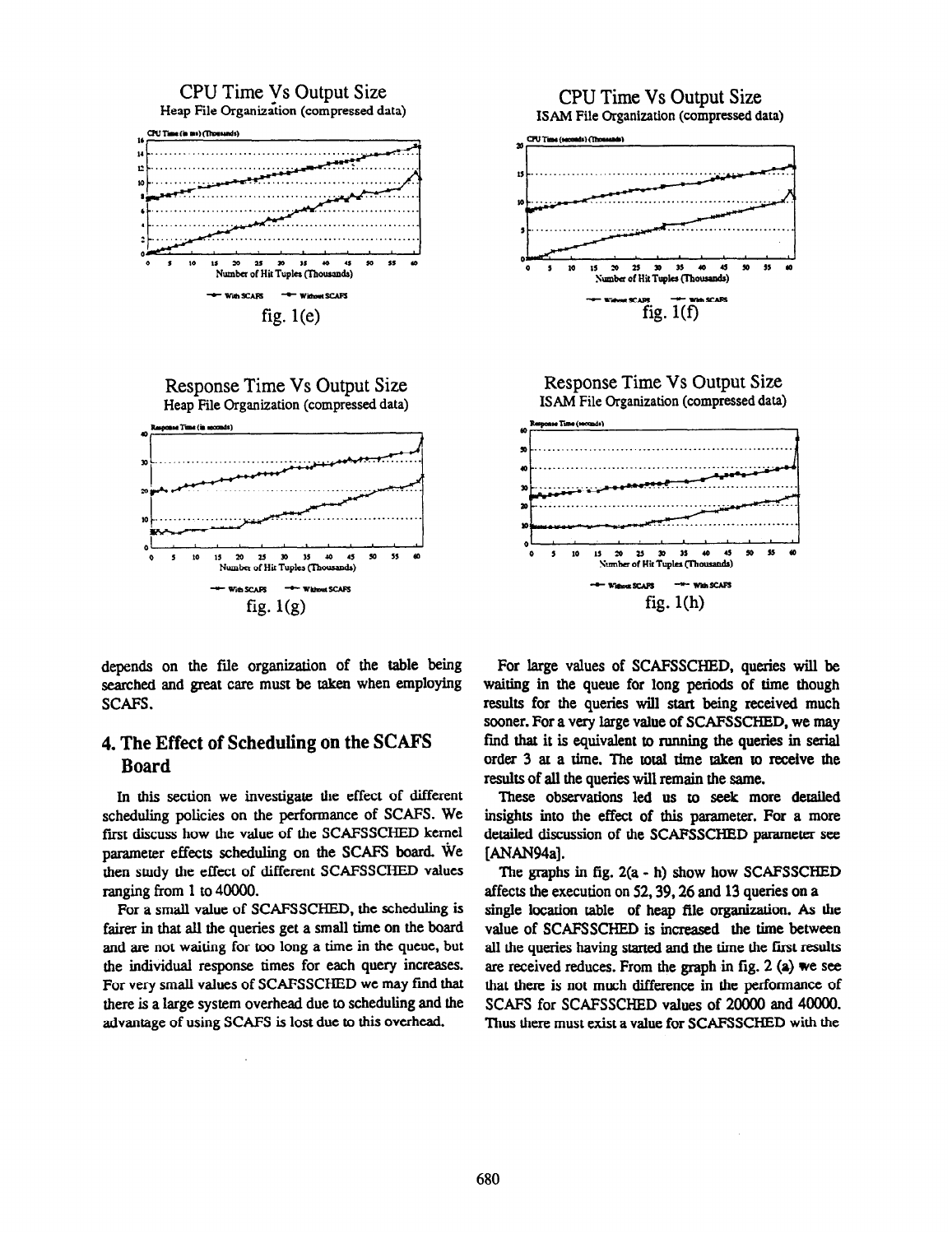CPU Time Vs Output Size
Heap File Organization (compressed data)

fig. 1(e)

CPU Time Vs Output Size
ISAM File Organization (compressed data)

fig. 1(f)

Response Time Vs Output Size
Heap File Organization (compressed data)

fig. 1(g)

Response Time Vs Output Size
ISAM File Organization (compressed data)

fig. 1(h)

depends on the file organization of the table being searched and great care must be taken when employing SCAFS.

## 4. The Effect of Scheduling on the SCAFS Board

In this section we investigate the effect of different scheduling policies on the performance of SCAFS. We first discuss how the value of the SCAFSSCHED kernel parameter effects scheduling on the SCAFS board. We then study the effect of different SCAFSSCHED values ranging from 1 to 40000.

For a small value of SCAFSSCHED, the scheduling is fairer in that all the queries get a small time on the board and are not waiting for too long a time in the queue, but the individual response times for each query increases. For very small values of SCAFSSCHED we may find that there is a large system overhead due to scheduling and the advantage of using SCAFS is lost due to this overhead.

For large values of SCAFSSCHED, queries will be waiting in the queue for long periods of time though results for the queries will start being received much sooner. For a very large value of SCAFSSCHED, we may find that it is equivalent to running the queries in serial order 3 at a time. The total time taken to receive the results of all the queries will remain the same.

These observations led us to seek more detailed insights into the effect of this parameter. For a more detailed discussion of the SCAFSSCHED parameter see [ANAN94a].

The graphs in fig. 2(a - h) show how SCAFSSCHED affects the execution on 52, 39, 26 and 13 queries on a single location table of heap file organization. As the value of SCAFSSCHED is increased the time between all the queries having started and the time the first results are received reduces. From the graph in fig. 2 (a) we see that there is not much difference in the performance of SCAFS for SCAFSSCHED values of 20000 and 40000. Thus there must exist a value for SCAFSSCHED with the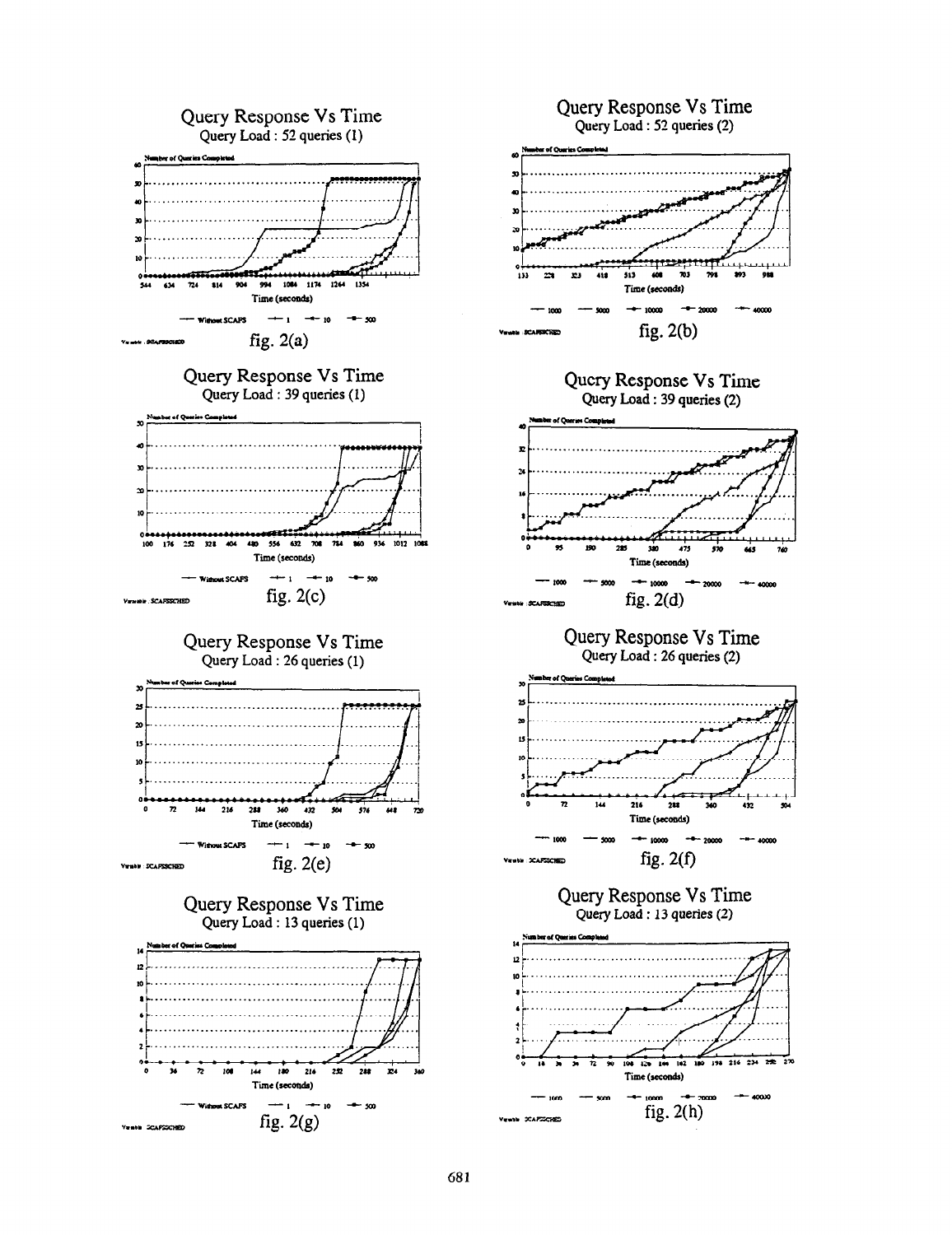Query Response Vs Time
Query Load : 52 queries (1)

fig. 2(a)

Query Response Vs Time
Query Load : 52 queries (2)

fig. 2(b)

Query Response Vs Time
Query Load : 39 queries (1)

fig. 2(c)

Query Response Vs Time
Query Load : 39 queries (2)

fig. 2(d)

Query Response Vs Time
Query Load : 26 queries (1)

fig. 2(e)

Query Response Vs Time
Query Load : 26 queries (2)

fig. 2(f)

Query Response Vs Time
Query Load : 13 queries (1)

fig. 2(g)

Query Response Vs Time
Query Load : 13 queries (2)

fig. 2(h)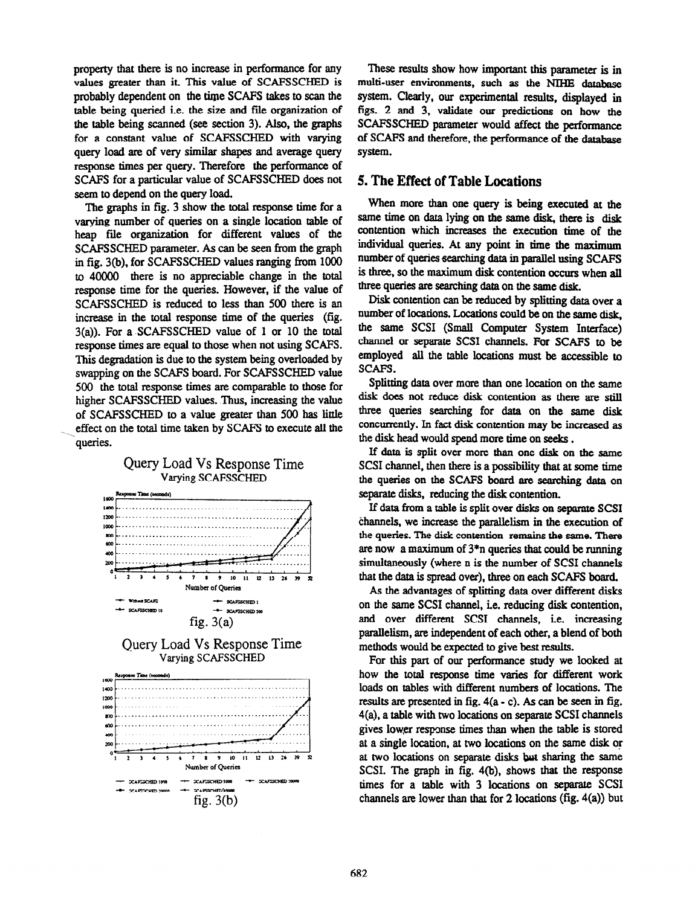property that there is no increase in performance for any values greater than it. This value of SCAFSSCHED is probably dependent on the time SCAFS takes to scan the table being queried i.e. the size and file organization of the table being scanned (see section 3). Also, the graphs for a constant value of SCAFSSCHED with varying query load are of very similar shapes and average query response times per query. Therefore the performance of SCAFS for a particular value of SCAFSSCHED does not seem to depend on the query load.

The graphs in fig. 3 show the total response time for a varying number of queries on a single location table of heap file organization for different values of the SCAFSSCHED parameter. As can be seen from the graph in fig. 3(b), for SCAFSSCHED values ranging from 1000 to 40000 there is no appreciable change in the total response time for the queries. However, if the value of SCAFSSCHED is reduced to less than 500 there is an increase in the total response time of the queries (fig. 3(a)). For a SCAFSSCHED value of 1 or 10 the total response times are equal to those when not using SCAFS. This degradation is due to the system being overloaded by swapping on the SCAFS board. For SCAFSSCHED value 500 the total response times are comparable to those for higher SCAFSSCHED values. Thus, increasing the value of SCAFSSCHED to a value greater than 500 has little effect on the total time taken by SCAFS to execute all the queries.

Query Load Vs Response Time
Varying SCAFSSCHED

fig. 3(a)

Query Load Vs Response Time
Varying SCAFSSCHED

fig. 3(b)

These results show how important this parameter is in multi-user environments, such as the NIHE database system. Clearly, our experimental results, displayed in figs. 2 and 3, validate our predictions on how the SCAFSSCHED parameter would affect the performance of SCAFS and therefore, the performance of the database system.

## 5. The Effect of Table Locations

When more than one query is being executed at the same time on data lying on the same disk, there is disk contention which increases the execution time of the individual queries. At any point in time the maximum number of queries searching data in parallel using SCAFS is three, so the maximum disk contention occurs when all three queries are searching data on the same disk.

Disk contention can be reduced by splitting data over a number of locations. Locations could be on the same disk, the same SCSI (Small Computer System Interface) channel or separate SCSI channels. For SCAFS to be employed all the table locations must be accessible to SCAFS.

Splitting data over more than one location on the same disk does not reduce disk contention as there are still three queries searching for data on the same disk concurrently. In fact disk contention may be increased as the disk head would spend more time on seeks.

If data is split over more than one disk on the same SCSI channel, then there is a possibility that at some time the queries on the SCAFS board are searching data on separate disks, reducing the disk contention.

If data from a table is split over disks on separate SCSI channels, we increase the parallelism in the execution of the queries. The disk contention remains the same. There are now a maximum of 3*n queries that could be running simultaneously (where n is the number of SCSI channels that the data is spread over), three on each SCAFS board.

As the advantages of splitting data over different disks on the same SCSI channel, i.e. reducing disk contention, and over different SCSI channels, i.e. increasing parallelism, are independent of each other, a blend of both methods would be expected to give best results.

For this part of our performance study we looked at how the total response time varies for different work loads on tables with different numbers of locations. The results are presented in fig. 4(a - c). As can be seen in fig. 4(a), a table with two locations on separate SCSI channels gives lower response times than when the table is stored at a single location, at two locations on the same disk or at two locations on separate disks but sharing the same SCSI. The graph in fig. 4(b), shows that the response times for a table with 3 locations on separate SCSI channels are lower than that for 2 locations (fig. 4(a)) but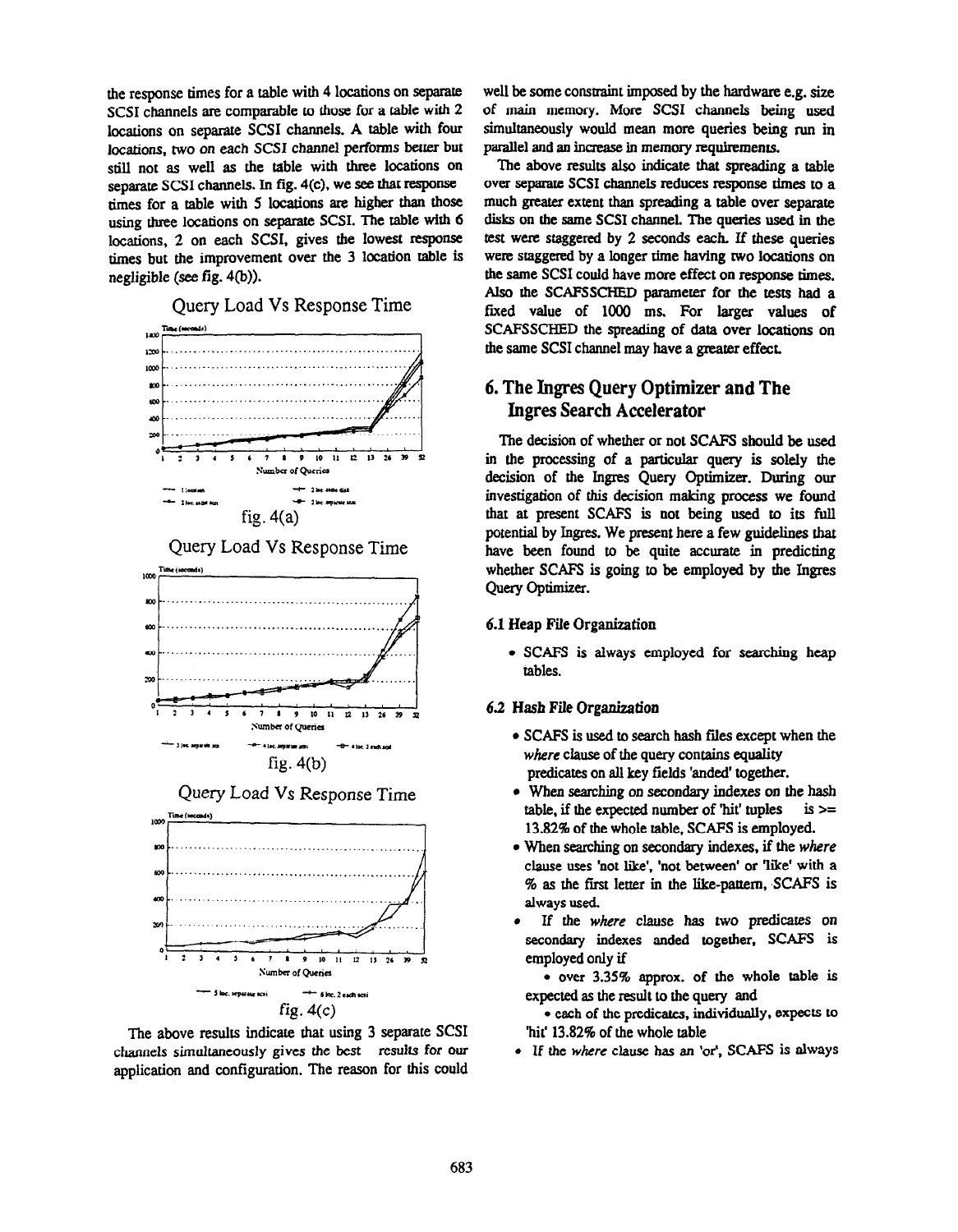the response times for a table with 4 locations on separate SCSI channels are comparable to those for a table with 2 locations on separate SCSI channels. A table with four locations, two on each SCSI channel performs better but still not as well as the table with three locations on separate SCSI channels. In fig. 4(c), we see that response times for a table with 5 locations are higher than those using three locations on separate SCSI. The table with 6 locations, 2 on each SCSI, gives the lowest response times but the improvement over the 3 location table is negligible (see fig. 4(b)).

Query Load Vs Response Time

fig. 4(a)

Query Load Vs Response Time

fig. 4(b)

Query Load Vs Response Time

fig. 4(c)

The above results indicate that using 3 separate SCSI channels simultaneously gives the best results for our application and configuration. The reason for this could well be some constraint imposed by the hardware e.g. size of main memory. More SCSI channels being used simultaneously would mean more queries being run in parallel and an increase in memory requirements.

The above results also indicate that spreading a table over separate SCSI channels reduces response times to a much greater extent than spreading a table over separate disks on the same SCSI channel. The queries used in the test were staggered by 2 seconds each. If these queries were staggered by a longer time having two locations on the same SCSI could have more effect on response times. Also the SCAFSSCHED parameter for the tests had a fixed value of 1000 ms. For larger values of SCAFSSCHED the spreading of data over locations on the same SCSI channel may have a greater effect.

# 6. The Ingres Query Optimizer and The Ingres Search Accelerator

The decision of whether or not SCAFS should be used in the processing of a particular query is solely the decision of the Ingres Query Optimizer. During our investigation of this decision making process we found that at present SCAFS is not being used to its full potential by Ingres. We present here a few guidelines that have been found to be quite accurate in predicting whether SCAFS is going to be employed by the Ingres Query Optimizer.

### 6.1 Heap File Organization

- SCAFS is always employed for searching heap tables.

### 6.2 Hash File Organization

- SCAFS is used to search hash files except when the *where* clause of the query contains equality predicates on all key fields 'anded' together.
- When searching on secondary indexes on the hash table, if the expected number of 'hit' tuples is >= 13.82% of the whole table, SCAFS is employed.
- When searching on secondary indexes, if the *where* clause uses 'not like', 'not between' or 'like' with a % as the first letter in the like-pattern, SCAFS is always used.
- If the *where* clause has two predicates on secondary indexes anded together, SCAFS is employed only if
  - over 3.35% approx. of the whole table is expected as the result to the query and
  - each of the predicates, individually, expects to 'hit' 13.82% of the whole table
- If the *where* clause has an 'or', SCAFS is always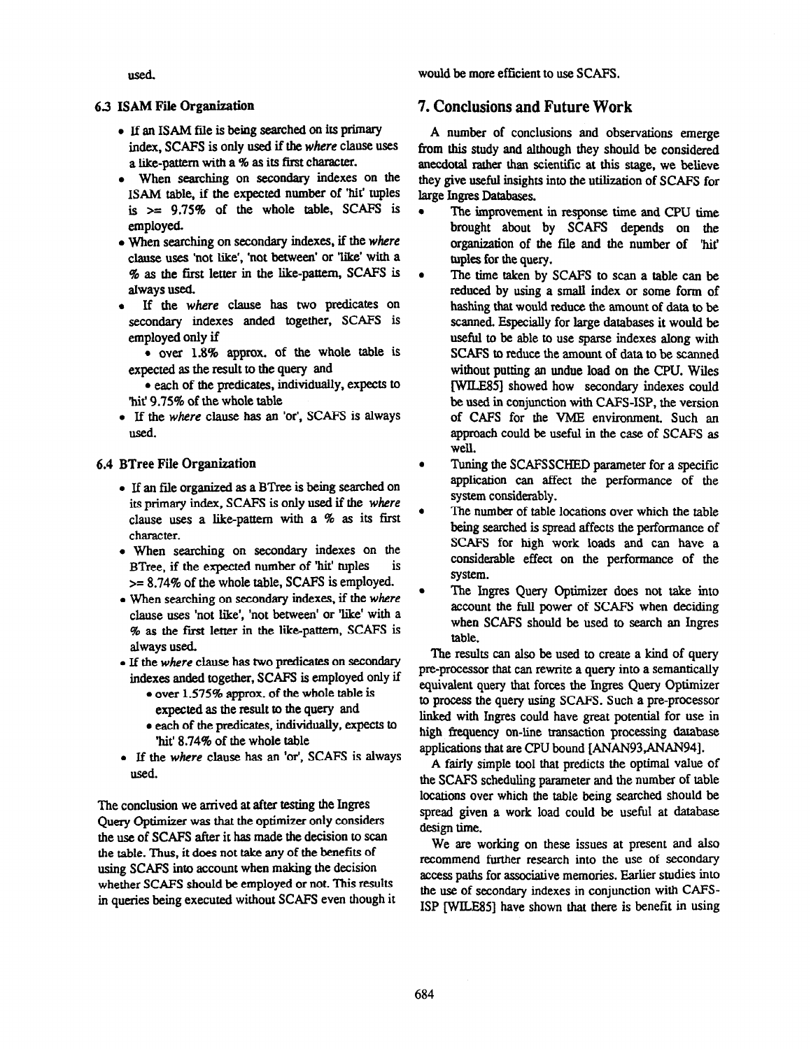used.

### 6.3 ISAM File Organization

- If an ISAM file is being searched on its primary index, SCAFS is only used if the *where* clause uses a like-pattern with a % as its first character.
- When searching on secondary indexes on the ISAM table, if the expected number of 'hit' tuples is >= 9.75% of the whole table, SCAFS is employed.
- When searching on secondary indexes, if the *where* clause uses 'not like', 'not between' or 'like' with a % as the first letter in the like-pattern, SCAFS is always used.
- If the *where* clause has two predicates on secondary indexes anded together, SCAFS is employed only if
  - over 1.8% approx. of the whole table is expected as the result to the query and
  - each of the predicates, individually, expects to 'hit' 9.75% of the whole table
- If the *where* clause has an 'or', SCAFS is always used.

### 6.4 BTree File Organization

- If an file organized as a BTree is being searched on its primary index, SCAFS is only used if the *where* clause uses a like-pattern with a % as its first character.
- When searching on secondary indexes on the BTree, if the expected number of 'hit' tuples is >= 8.74% of the whole table, SCAFS is employed.
- When searching on secondary indexes, if the *where* clause uses 'not like', 'not between' or 'like' with a % as the first letter in the like-pattern, SCAFS is always used.
- If the *where* clause has two predicates on secondary indexes anded together, SCAFS is employed only if
  - over 1.575% approx. of the whole table is expected as the result to the query and
  - each of the predicates, individually, expects to 'hit' 8.74% of the whole table
- If the *where* clause has an 'or', SCAFS is always used.

The conclusion we arrived at after testing the Ingres Query Optimizer was that the optimizer only considers the use of SCAFS after it has made the decision to scan the table. Thus, it does not take any of the benefits of using SCAFS into account when making the decision whether SCAFS should be employed or not. This results in queries being executed without SCAFS even though it would be more efficient to use SCAFS.

## 7. Conclusions and Future Work

A number of conclusions and observations emerge from this study and although they should be considered anecdotal rather than scientific at this stage, we believe they give useful insights into the utilization of SCAFS for large Ingres Databases.

- The improvement in response time and CPU time brought about by SCAFS depends on the organization of the file and the number of 'hit' tuples for the query.
- The time taken by SCAFS to scan a table can be reduced by using a small index or some form of hashing that would reduce the amount of data to be scanned. Especially for large databases it would be useful to be able to use sparse indexes along with SCAFS to reduce the amount of data to be scanned without putting an undue load on the CPU. Wiles [WILE85] showed how secondary indexes could be used in conjunction with CAFS-ISP, the version of CAFS for the VME environment. Such an approach could be useful in the case of SCAFS as well.
- Tuning the SCAFSSCHED parameter for a specific application can affect the performance of the system considerably.
- The number of table locations over which the table being searched is spread affects the performance of SCAFS for high work loads and can have a considerable effect on the performance of the system.
- The Ingres Query Optimizer does not take into account the full power of SCAFS when deciding when SCAFS should be used to search an Ingres table.

The results can also be used to create a kind of query pre-processor that can rewrite a query into a semantically equivalent query that forces the Ingres Query Optimizer to process the query using SCAFS. Such a pre-processor linked with Ingres could have great potential for use in high frequency on-line transaction processing database applications that are CPU bound [ANAN93,ANAN94].

A fairly simple tool that predicts the optimal value of the SCAFS scheduling parameter and the number of table locations over which the table being searched should be spread given a work load could be useful at database design time.

We are working on these issues at present and also recommend further research into the use of secondary access paths for associative memories. Earlier studies into the use of secondary indexes in conjunction with CAFS-ISP [WILE85] have shown that there is benefit in using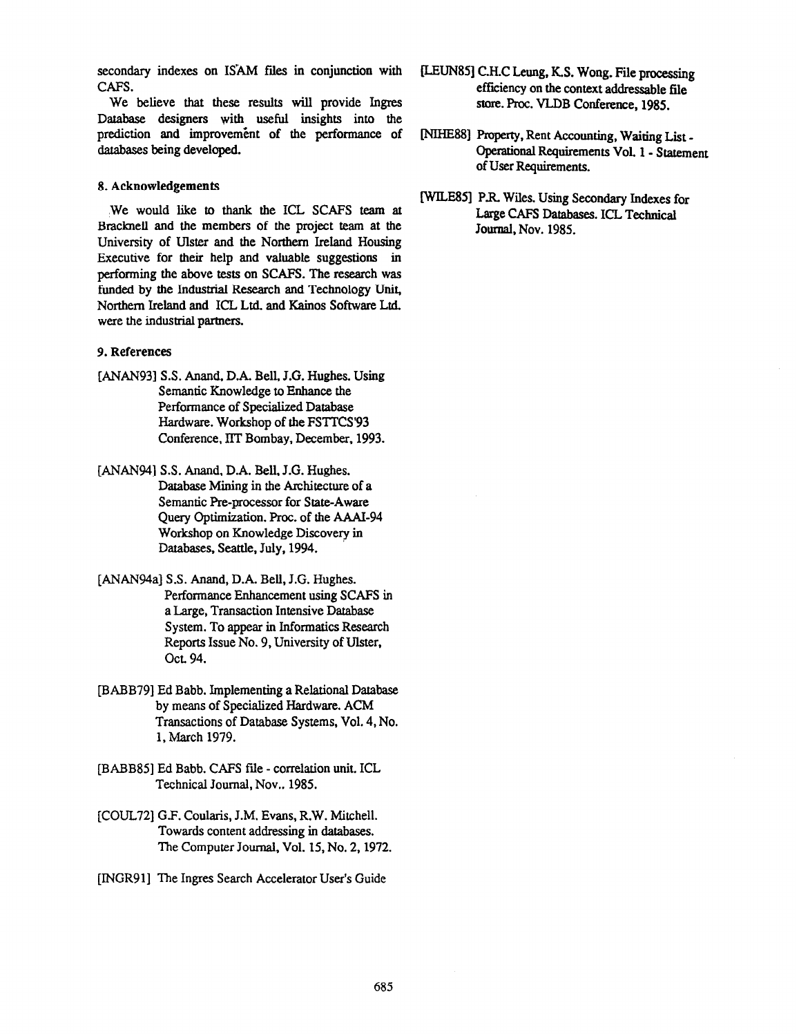secondary indexes on ISAM files in conjunction with CAFS.

We believe that these results will provide Ingres Database designers with useful insights into the prediction and improvement of the performance of databases being developed.

## 8. Acknowledgements

We would like to thank the ICL SCAFS team at Bracknell and the members of the project team at the University of Ulster and the Northern Ireland Housing Executive for their help and valuable suggestions in performing the above tests on SCAFS. The research was funded by the Industrial Research and Technology Unit, Northern Ireland and ICL Ltd. and Kainos Software Ltd. were the industrial partners.

## 9. References

[ANAN93] S.S. Anand, D.A. Bell, J.G. Hughes. Using Semantic Knowledge to Enhance the Performance of Specialized Database Hardware. Workshop of the FSTTCS'93 Conference, IIT Bombay, December, 1993.

[ANAN94] S.S. Anand, D.A. Bell, J.G. Hughes. Database Mining in the Architecture of a Semantic Pre-processor for State-Aware Query Optimization. Proc. of the AAAI-94 Workshop on Knowledge Discovery in Databases, Seattle, July, 1994.

[ANAN94a] S.S. Anand, D.A. Bell, J.G. Hughes. Performance Enhancement using SCAFS in a Large, Transaction Intensive Database System. To appear in Informatics Research Reports Issue No. 9, University of Ulster, Oct. 94.

[BABB79] Ed Babb. Implementing a Relational Database by means of Specialized Hardware. ACM Transactions of Database Systems, Vol. 4, No. 1, March 1979.

[BABB85] Ed Babb. CAFS file - correlation unit. ICL Technical Journal, Nov.. 1985.

[COUL72] G.F. Coularis, J.M. Evans, R.W. Mitchell. Towards content addressing in databases. The Computer Journal, Vol. 15, No. 2, 1972.

[INGR91] The Ingres Search Accelerator User's Guide

[LEUN85] C.H.C Leung, K.S. Wong. File processing efficiency on the context addressable file store. Proc. VLDB Conference, 1985.

[NIHE88] Property, Rent Accounting, Waiting List - Operational Requirements Vol. 1 - Statement of User Requirements.

[WILE85] P.R. Wiles. Using Secondary Indexes for Large CAFS Databases. ICL Technical Journal, Nov. 1985.